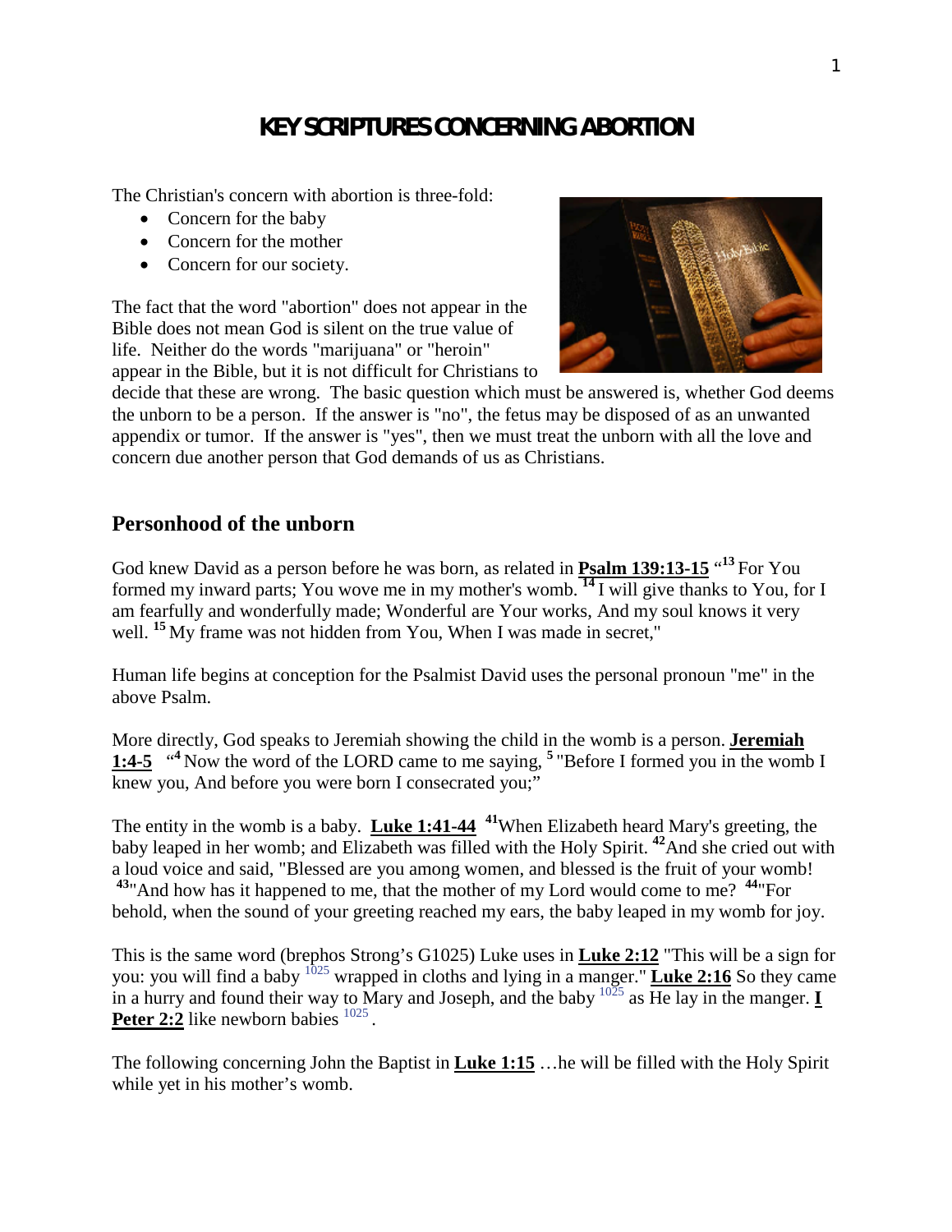# KEY SCRIPTURES CONCERNING ABORTION

The Christian's concern with abortion is three-fold:

- Concern for the baby
- Concern for the mother
- Concern for our society.

The fact that the word "abortion" does not appear in the Bible does not mean God is silent on the true value of life. Neither do the words "marijuana" or "heroin" appear in the Bible, but it is not difficult for Christians to decide that these are wrong. The basic question which must be answered is, whether God deems the unborn to be a person. If the answer is "no", the fetus may be disposed of as an unwanted appendix or tumor. If the answer is "yes", then we must treat the unborn with all the love and concern due another person that God demands of us as Christians.

## Personhood of the unborn

God knew David as a person before he was born, as related in **Psalm 139:13-15** "[13] For You formed my inward parts; You wove me in my mother's womb. [14] I will give thanks to You, for I am fearfully and wonderfully made; Wonderful are Your works, And my soul knows it very well. [15] My frame was not hidden from You, When I was made in secret,"

Human life begins at conception for the Psalmist David uses the personal pronoun "me" in the above Psalm.

More directly, God speaks to Jeremiah showing the child in the womb is a person. **Jeremiah 1:4-5** "[4] Now the word of the LORD came to me saying, [5] "Before I formed you in the womb I knew you, And before you were born I consecrated you;"

The entity in the womb is a baby. **Luke 1:41-44** [41]When Elizabeth heard Mary's greeting, the baby leaped in her womb; and Elizabeth was filled with the Holy Spirit. [42]And she cried out with a loud voice and said, "Blessed are you among women, and blessed is the fruit of your womb! [43]"And how has it happened to me, that the mother of my Lord would come to me? [44]"For behold, when the sound of your greeting reached my ears, the baby leaped in my womb for joy.

This is the same word (brephos Strong's G1025) Luke uses in **Luke 2:12** "This will be a sign for you: you will find a baby [1025] wrapped in cloths and lying in a manger." **Luke 2:16** So they came in a hurry and found their way to Mary and Joseph, and the baby [1025] as He lay in the manger. **I Peter 2:2** like newborn babies [1025].

The following concerning John the Baptist in **Luke 1:15** …he will be filled with the Holy Spirit while yet in his mother's womb.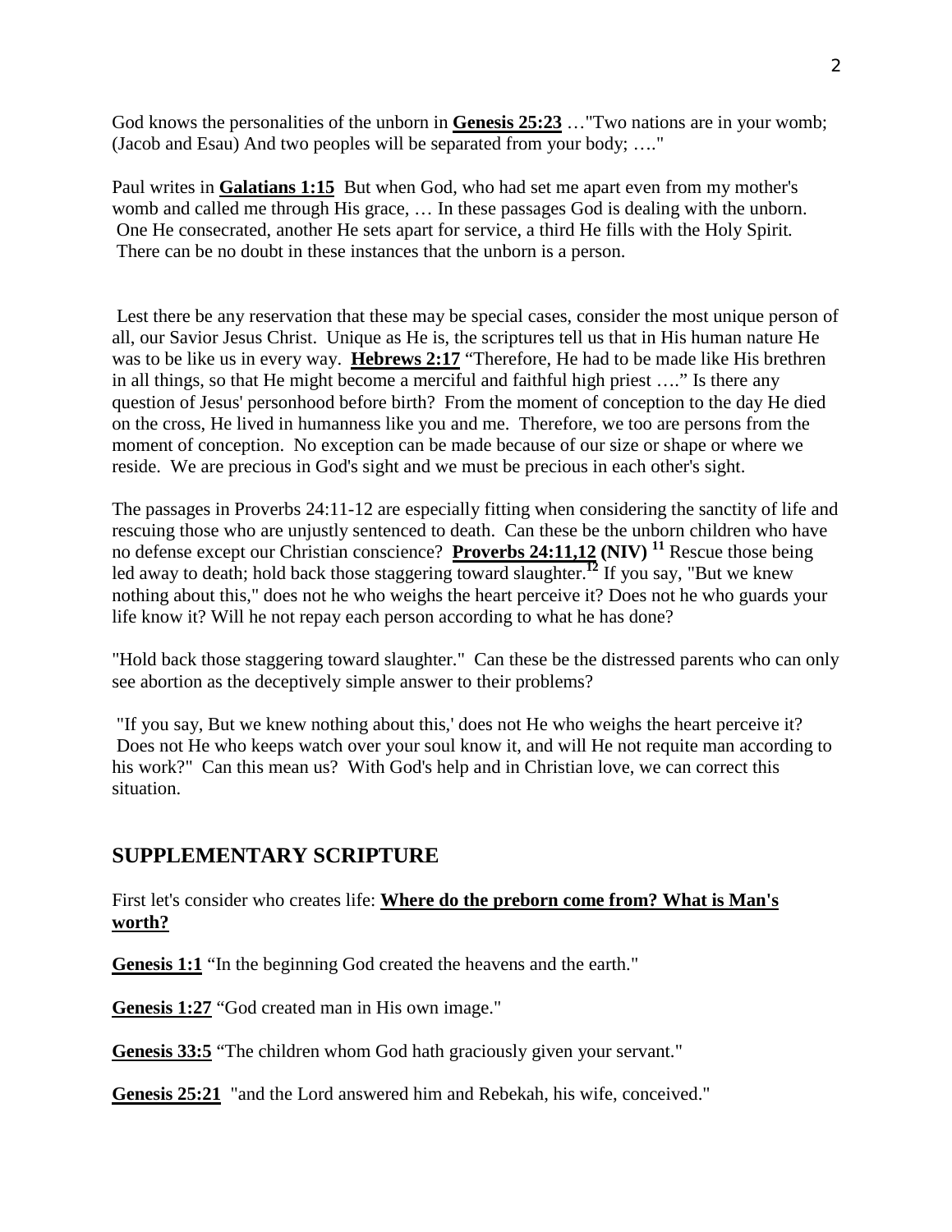God knows the personalities of the unborn in **Genesis 25:23** …"Two nations are in your womb; (Jacob and Esau) And two peoples will be separated from your body; …."

Paul writes in **Galatians 1:15** But when God, who had set me apart even from my mother's womb and called me through His grace, … In these passages God is dealing with the unborn. One He consecrated, another He sets apart for service, a third He fills with the Holy Spirit. There can be no doubt in these instances that the unborn is a person.

Lest there be any reservation that these may be special cases, consider the most unique person of all, our Savior Jesus Christ. Unique as He is, the scriptures tell us that in His human nature He was to be like us in every way. **Hebrews 2:17** "Therefore, He had to be made like His brethren in all things, so that He might become a merciful and faithful high priest …." Is there any question of Jesus' personhood before birth? From the moment of conception to the day He died on the cross, He lived in humanness like you and me. Therefore, we too are persons from the moment of conception. No exception can be made because of our size or shape or where we reside. We are precious in God's sight and we must be precious in each other's sight.

The passages in Proverbs 24:11-12 are especially fitting when considering the sanctity of life and rescuing those who are unjustly sentenced to death. Can these be the unborn children who have no defense except our Christian conscience? **Proverbs 24:11,12 (NIV)** [11] Rescue those being led away to death; hold back those staggering toward slaughter.[12] If you say, "But we knew nothing about this," does not he who weighs the heart perceive it? Does not he who guards your life know it? Will he not repay each person according to what he has done?

"Hold back those staggering toward slaughter." Can these be the distressed parents who can only see abortion as the deceptively simple answer to their problems?

"If you say, But we knew nothing about this,' does not He who weighs the heart perceive it? Does not He who keeps watch over your soul know it, and will He not requite man according to his work?" Can this mean us? With God's help and in Christian love, we can correct this situation.

## SUPPLEMENTARY SCRIPTURE

First let's consider who creates life: **Where do the preborn come from? What is Man's worth?**

**Genesis 1:1** "In the beginning God created the heavens and the earth."

**Genesis 1:27** "God created man in His own image."

**Genesis 33:5** "The children whom God hath graciously given your servant."

**Genesis 25:21** "and the Lord answered him and Rebekah, his wife, conceived."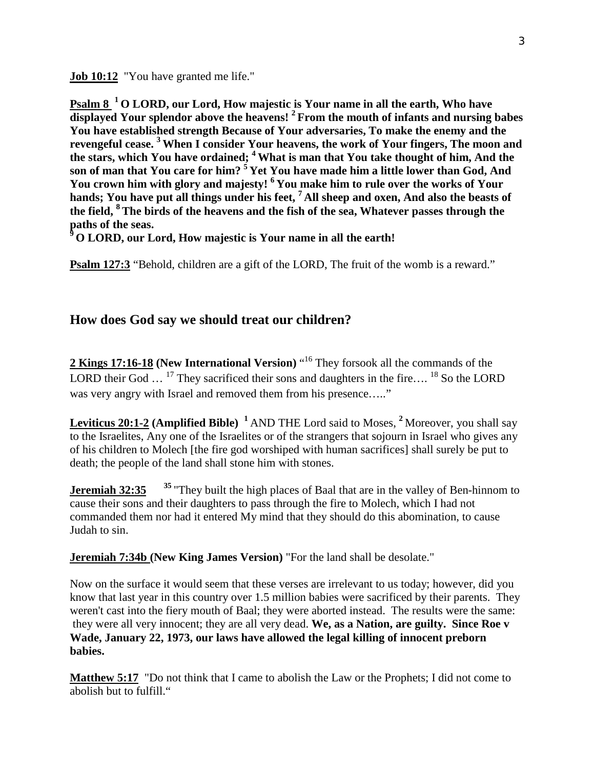**Job 10:12** "You have granted me life."

**Psalm 8** **[1] O LORD, our Lord, How majestic is Your name in all the earth, Who have displayed Your splendor above the heavens! [2] From the mouth of infants and nursing babes You have established strength Because of Your adversaries, To make the enemy and the revengeful cease. [3] When I consider Your heavens, the work of Your fingers, The moon and the stars, which You have ordained; [4] What is man that You take thought of him, And the son of man that You care for him? [5] Yet You have made him a little lower than God, And You crown him with glory and majesty! [6] You make him to rule over the works of Your hands; You have put all things under his feet, [7] All sheep and oxen, And also the beasts of the field, [8] The birds of the heavens and the fish of the sea, Whatever passes through the paths of the seas.**
**[9] O LORD, our Lord, How majestic is Your name in all the earth!**

**Psalm 127:3** "Behold, children are a gift of the LORD, The fruit of the womb is a reward."

## How does God say we should treat our children?

**2 Kings 17:16-18 (New International Version)** "[16] They forsook all the commands of the LORD their God … [17] They sacrificed their sons and daughters in the fire…. [18] So the LORD was very angry with Israel and removed them from his presence….."

**Leviticus 20:1-2 (Amplified Bible)** [1] AND THE Lord said to Moses, [2] Moreover, you shall say to the Israelites, Any one of the Israelites or of the strangers that sojourn in Israel who gives any of his children to Molech [the fire god worshiped with human sacrifices] shall surely be put to death; the people of the land shall stone him with stones.

**Jeremiah 32:35** **[35]** "They built the high places of Baal that are in the valley of Ben-hinnom to cause their sons and their daughters to pass through the fire to Molech, which I had not commanded them nor had it entered My mind that they should do this abomination, to cause Judah to sin.

**Jeremiah 7:34b (New King James Version)** "For the land shall be desolate."

Now on the surface it would seem that these verses are irrelevant to us today; however, did you know that last year in this country over 1.5 million babies were sacrificed by their parents. They weren't cast into the fiery mouth of Baal; they were aborted instead. The results were the same: they were all very innocent; they are all very dead. **We, as a Nation, are guilty. Since Roe v Wade, January 22, 1973, our laws have allowed the legal killing of innocent preborn babies.**

**Matthew 5:17** "Do not think that I came to abolish the Law or the Prophets; I did not come to abolish but to fulfill."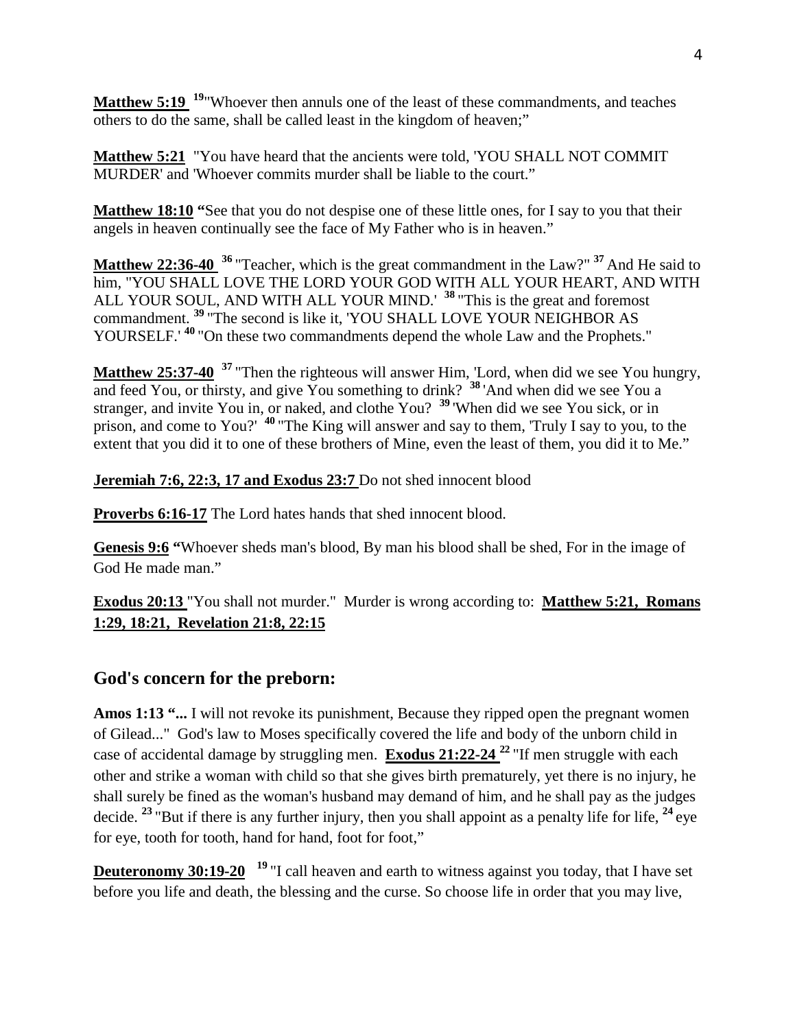**Matthew 5:19** [19]"Whoever then annuls one of the least of these commandments, and teaches others to do the same, shall be called least in the kingdom of heaven;"

**Matthew 5:21** "You have heard that the ancients were told, 'YOU SHALL NOT COMMIT MURDER' and 'Whoever commits murder shall be liable to the court."

**Matthew 18:10** **"**See that you do not despise one of these little ones, for I say to you that their angels in heaven continually see the face of My Father who is in heaven."

**Matthew 22:36-40** [36] "Teacher, which is the great commandment in the Law?" [37] And He said to him, "YOU SHALL LOVE THE LORD YOUR GOD WITH ALL YOUR HEART, AND WITH ALL YOUR SOUL, AND WITH ALL YOUR MIND.' [38] "This is the great and foremost commandment. [39] "The second is like it, 'YOU SHALL LOVE YOUR NEIGHBOR AS YOURSELF.' [40] "On these two commandments depend the whole Law and the Prophets."

**Matthew 25:37-40** [37] "Then the righteous will answer Him, 'Lord, when did we see You hungry, and feed You, or thirsty, and give You something to drink? [38] 'And when did we see You a stranger, and invite You in, or naked, and clothe You? [39] 'When did we see You sick, or in prison, and come to You?' [40] "The King will answer and say to them, 'Truly I say to you, to the extent that you did it to one of these brothers of Mine, even the least of them, you did it to Me."

**Jeremiah 7:6, 22:3, 17 and Exodus 23:7** Do not shed innocent blood

**Proverbs 6:16-17** The Lord hates hands that shed innocent blood.

**Genesis 9:6** **"**Whoever sheds man's blood, By man his blood shall be shed, For in the image of God He made man."

**Exodus 20:13** "You shall not murder." Murder is wrong according to: **Matthew 5:21, Romans 1:29, 18:21, Revelation 21:8, 22:15**

## God's concern for the preborn:

**Amos 1:13 "...** I will not revoke its punishment, Because they ripped open the pregnant women of Gilead..." God's law to Moses specifically covered the life and body of the unborn child in case of accidental damage by struggling men. **Exodus 21:22-24** [22] "If men struggle with each other and strike a woman with child so that she gives birth prematurely, yet there is no injury, he shall surely be fined as the woman's husband may demand of him, and he shall pay as the judges decide. [23] "But if there is any further injury, then you shall appoint as a penalty life for life, [24] eye for eye, tooth for tooth, hand for hand, foot for foot,"

**Deuteronomy 30:19-20** [19] "I call heaven and earth to witness against you today, that I have set before you life and death, the blessing and the curse. So choose life in order that you may live,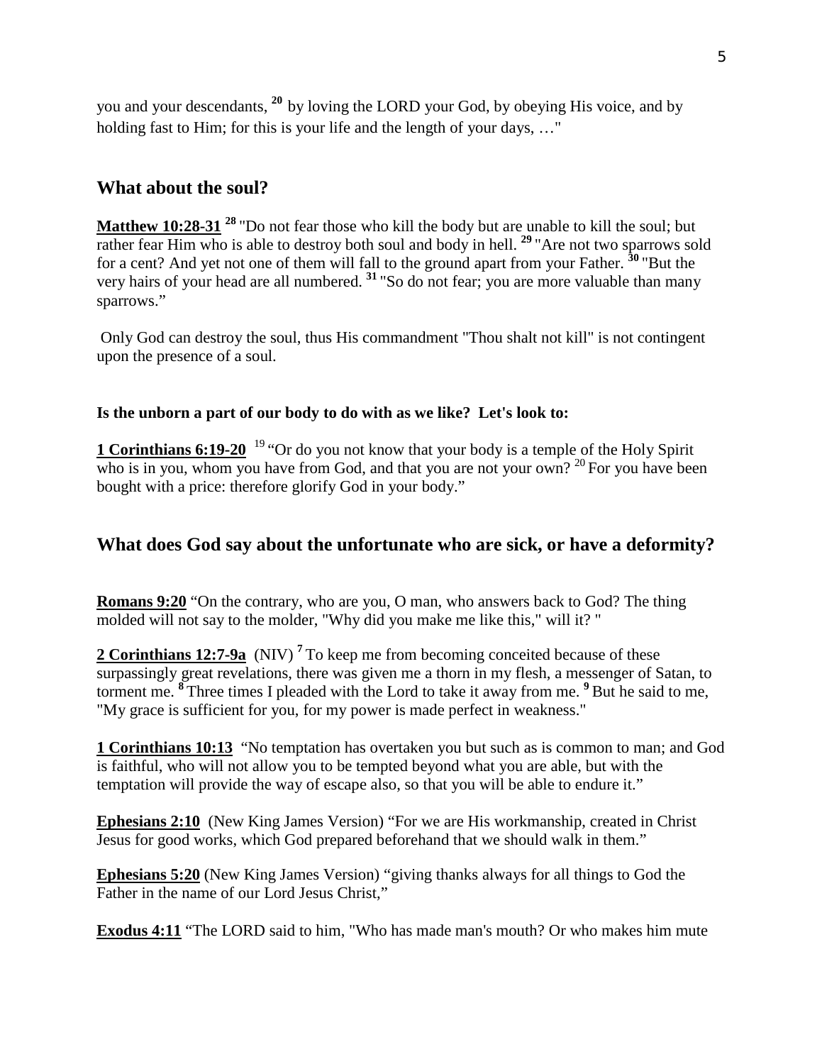you and your descendants, [20] by loving the LORD your God, by obeying His voice, and by holding fast to Him; for this is your life and the length of your days, …"

## What about the soul?

**Matthew 10:28-31** [28] "Do not fear those who kill the body but are unable to kill the soul; but rather fear Him who is able to destroy both soul and body in hell. [29] "Are not two sparrows sold for a cent? And yet not one of them will fall to the ground apart from your Father. [30] "But the very hairs of your head are all numbered. [31] "So do not fear; you are more valuable than many sparrows."

Only God can destroy the soul, thus His commandment "Thou shalt not kill" is not contingent upon the presence of a soul.

**Is the unborn a part of our body to do with as we like? Let's look to:**

**1 Corinthians 6:19-20** [19] "Or do you not know that your body is a temple of the Holy Spirit who is in you, whom you have from God, and that you are not your own? [20] For you have been bought with a price: therefore glorify God in your body."

## What does God say about the unfortunate who are sick, or have a deformity?

**Romans 9:20** "On the contrary, who are you, O man, who answers back to God? The thing molded will not say to the molder, "Why did you make me like this," will it? "

**2 Corinthians 12:7-9a** (NIV) [7] To keep me from becoming conceited because of these surpassingly great revelations, there was given me a thorn in my flesh, a messenger of Satan, to torment me. [8] Three times I pleaded with the Lord to take it away from me. [9] But he said to me, "My grace is sufficient for you, for my power is made perfect in weakness."

**1 Corinthians 10:13** "No temptation has overtaken you but such as is common to man; and God is faithful, who will not allow you to be tempted beyond what you are able, but with the temptation will provide the way of escape also, so that you will be able to endure it."

**Ephesians 2:10** (New King James Version) "For we are His workmanship, created in Christ Jesus for good works, which God prepared beforehand that we should walk in them."

**Ephesians 5:20** (New King James Version) "giving thanks always for all things to God the Father in the name of our Lord Jesus Christ,"

**Exodus 4:11** "The LORD said to him, "Who has made man's mouth? Or who makes him mute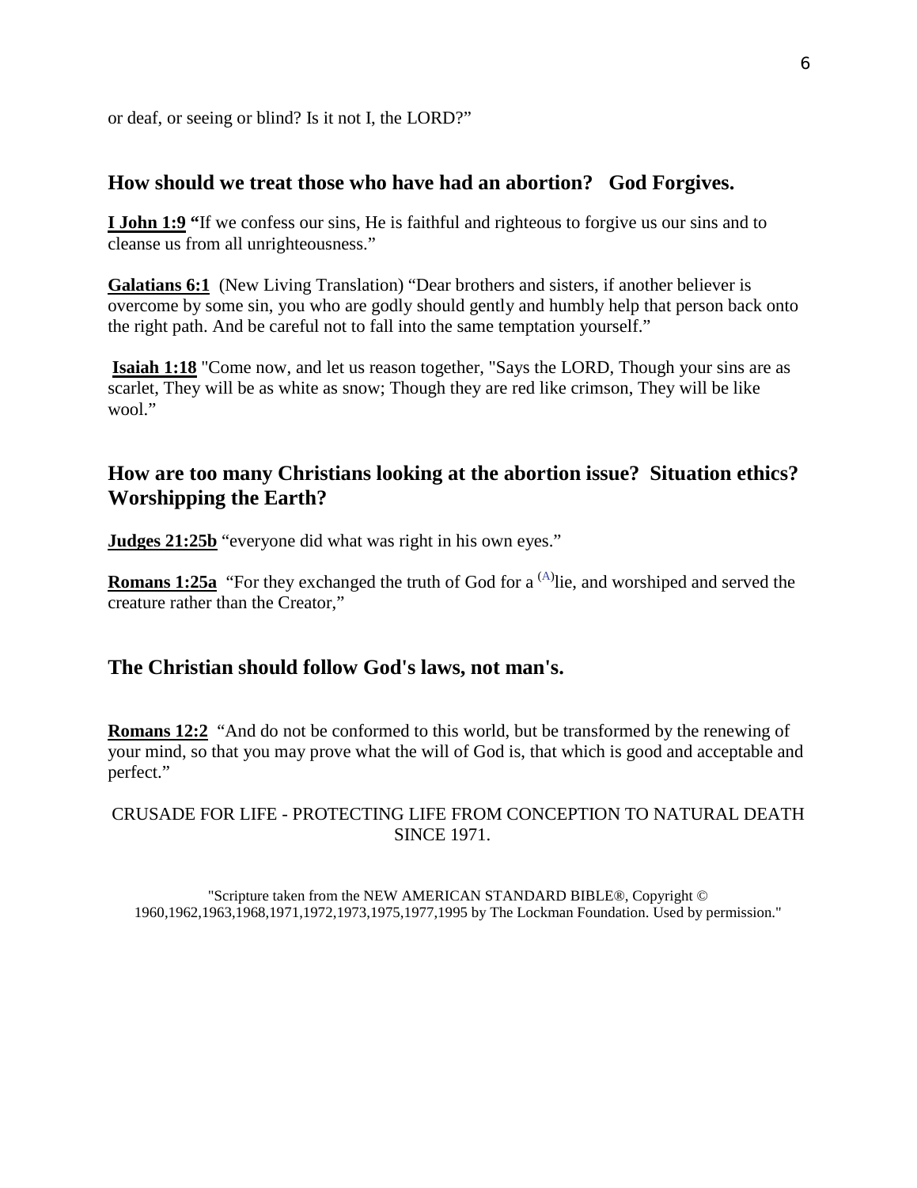or deaf, or seeing or blind? Is it not I, the LORD?"

## How should we treat those who have had an abortion?   God Forgives.

**I John 1:9** **"**If we confess our sins, He is faithful and righteous to forgive us our sins and to cleanse us from all unrighteousness."

**Galatians 6:1** (New Living Translation) "Dear brothers and sisters, if another believer is overcome by some sin, you who are godly should gently and humbly help that person back onto the right path. And be careful not to fall into the same temptation yourself."

**Isaiah 1:18** "Come now, and let us reason together, "Says the LORD, Though your sins are as scarlet, They will be as white as snow; Though they are red like crimson, They will be like wool."

## How are too many Christians looking at the abortion issue?  Situation ethics? Worshipping the Earth?

**Judges 21:25b** "everyone did what was right in his own eyes."

**Romans 1:25a** "For they exchanged the truth of God for a [A]lie, and worshiped and served the creature rather than the Creator,"

## The Christian should follow God's laws, not man's.

**Romans 12:2** "And do not be conformed to this world, but be transformed by the renewing of your mind, so that you may prove what the will of God is, that which is good and acceptable and perfect."

CRUSADE FOR LIFE - PROTECTING LIFE FROM CONCEPTION TO NATURAL DEATH SINCE 1971.

"Scripture taken from the NEW AMERICAN STANDARD BIBLE®, Copyright © 1960,1962,1963,1968,1971,1972,1973,1975,1977,1995 by The Lockman Foundation. Used by permission."